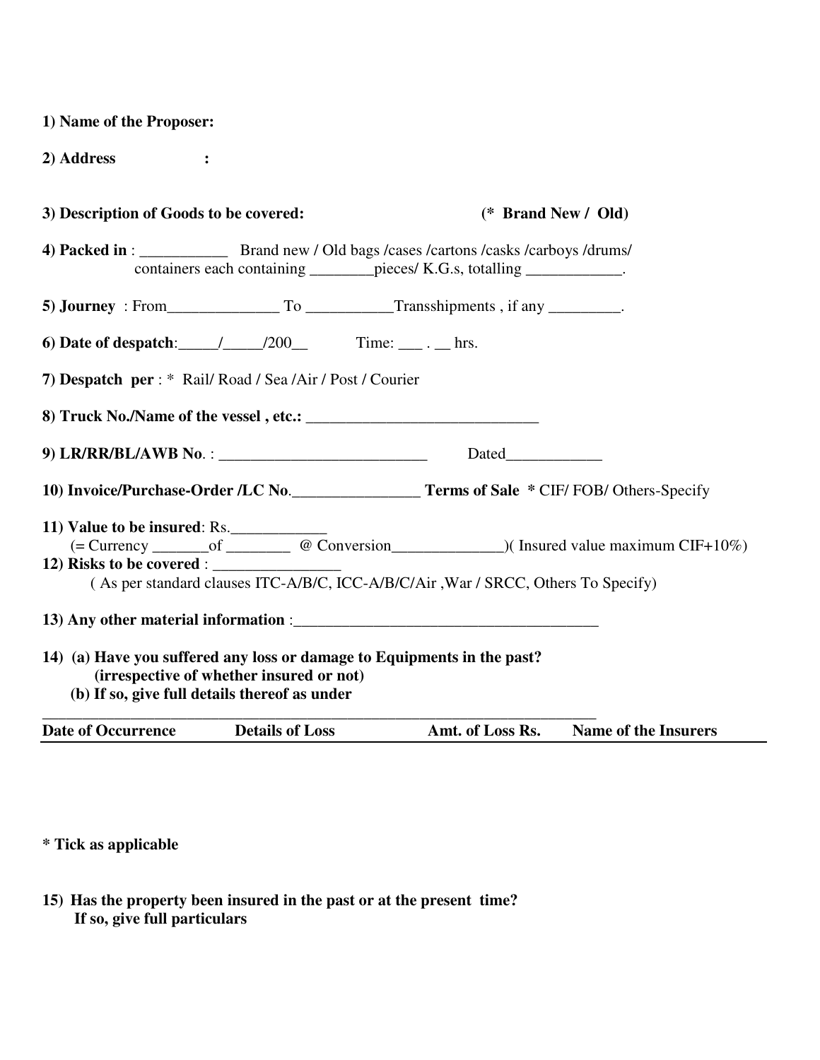**1) Name of the Proposer:**

**2) Address :**

**3) Description of Goods to be covered:** **(* Brand New / Old)**

**4) Packed in** : ___________ Brand new / Old bags /cases /cartons /casks /carboys /drums/ containers each containing ________pieces/ K.G.s, totalling ____________.

**5) Journey** : From______________ To ___________Transshipments , if any _________.

**6) Date of despatch**:_____/_____/200__ Time: ___ . __ hrs.

**7) Despatch per** : * Rail/ Road / Sea /Air / Post / Courier

**8) Truck No./Name of the vessel , etc.: _____________________________**

**9) LR/RR/BL/AWB No**. : __________________________ Dated____________

**10) Invoice/Purchase-Order /LC No.________________ Terms of Sale** * CIF/ FOB/ Others-Specify

**11) Value to be insured**: Rs.____________
(= Currency _______of ________ @ Conversion______________)( Insured value maximum CIF+10%)

**12) Risks to be covered** : ________________
( As per standard clauses ITC-A/B/C, ICC-A/B/C/Air ,War / SRCC, Others To Specify)

**13) Any other material information** :______________________________________

**14) (a) Have you suffered any loss or damage to Equipments in the past? (irrespective of whether insured or not)**
**(b) If so, give full details thereof as under**

| Date of Occurrence | Details of Loss | Amt. of Loss Rs. | Name of the Insurers |
|---|---|---|---|
| | | | |

**\* Tick as applicable**

**15) Has the property been insured in the past or at the present time? If so, give full particulars**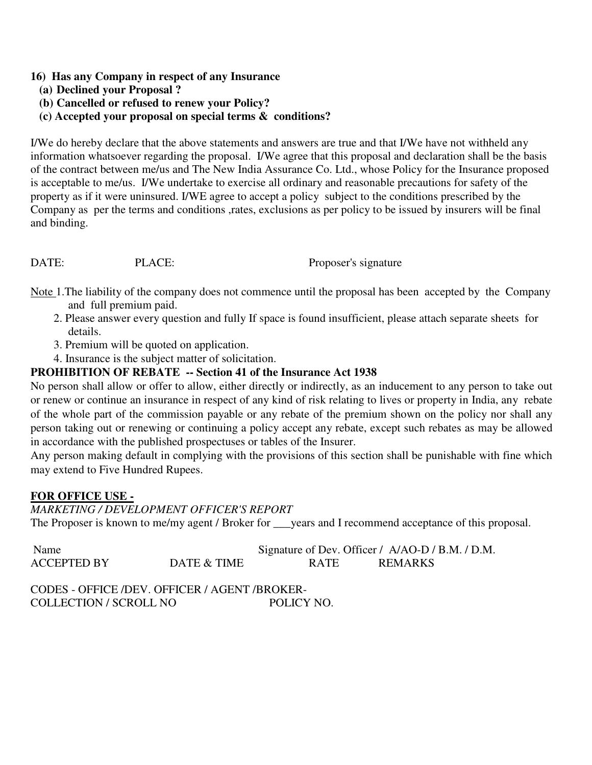**16) Has any Company in respect of any Insurance**

**(a) Declined your Proposal ?**

**(b) Cancelled or refused to renew your Policy?**

**(c) Accepted your proposal on special terms & conditions?**

I/We do hereby declare that the above statements and answers are true and that I/We have not withheld any information whatsoever regarding the proposal. I/We agree that this proposal and declaration shall be the basis of the contract between me/us and The New India Assurance Co. Ltd., whose Policy for the Insurance proposed is acceptable to me/us. I/We undertake to exercise all ordinary and reasonable precautions for safety of the property as if it were uninsured. I/WE agree to accept a policy subject to the conditions prescribed by the Company as per the terms and conditions ,rates, exclusions as per policy to be issued by insurers will be final and binding.

DATE: PLACE: Proposer's signature

<u>Note</u> 1.The liability of the company does not commence until the proposal has been accepted by the Company and full premium paid.

2. Please answer every question and fully If space is found insufficient, please attach separate sheets for details.
3. Premium will be quoted on application.
4. Insurance is the subject matter of solicitation.

**PROHIBITION OF REBATE -- Section 41 of the Insurance Act 1938**

No person shall allow or offer to allow, either directly or indirectly, as an inducement to any person to take out or renew or continue an insurance in respect of any kind of risk relating to lives or property in India, any rebate of the whole part of the commission payable or any rebate of the premium shown on the policy nor shall any person taking out or renewing or continuing a policy accept any rebate, except such rebates as may be allowed in accordance with the published prospectuses or tables of the Insurer.

Any person making default in complying with the provisions of this section shall be punishable with fine which may extend to Five Hundred Rupees.

**<u>FOR OFFICE USE -</u>**

*MARKETING / DEVELOPMENT OFFICER'S REPORT*

The Proposer is known to me/my agent / Broker for ___years and I recommend acceptance of this proposal.

Name Signature of Dev. Officer / A/AO-D / B.M. / D.M.

ACCEPTED BY DATE & TIME RATE REMARKS

CODES - OFFICE /DEV. OFFICER / AGENT /BROKER-

COLLECTION / SCROLL NO POLICY NO.